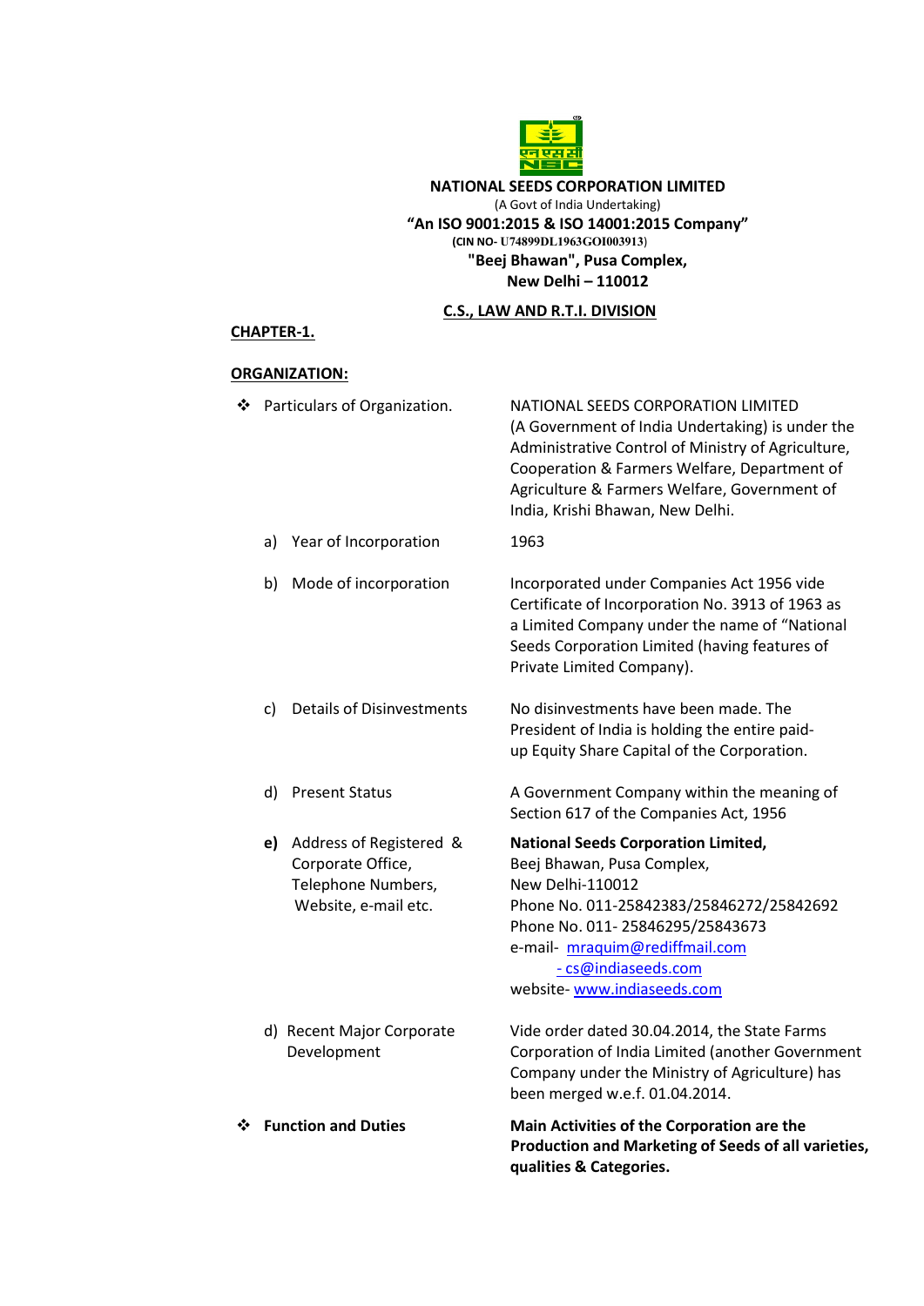**NATIONAL SEEDS CORPORATION LIMITED**
(A Govt of India Undertaking)
**"An ISO 9001:2015 & ISO 14001:2015 Company"**
**(CIN NO- U74899DL1963GOI003913)**
**"Beej Bhawan", Pusa Complex,**
**New Delhi – 110012**

**C.S., LAW AND R.T.I. DIVISION**

## CHAPTER-1.

## ORGANIZATION:

- Particulars of Organization. — NATIONAL SEEDS CORPORATION LIMITED (A Government of India Undertaking) is under the Administrative Control of Ministry of Agriculture, Cooperation & Farmers Welfare, Department of Agriculture & Farmers Welfare, Government of India, Krishi Bhawan, New Delhi.

| | |
|---|---|
| a) Year of Incorporation | 1963 |
| b) Mode of incorporation | Incorporated under Companies Act 1956 vide Certificate of Incorporation No. 3913 of 1963 as a Limited Company under the name of "National Seeds Corporation Limited (having features of Private Limited Company). |
| c) Details of Disinvestments | No disinvestments have been made. The President of India is holding the entire paid-up Equity Share Capital of the Corporation. |
| d) Present Status | A Government Company within the meaning of Section 617 of the Companies Act, 1956 |
| **e)** Address of Registered & Corporate Office, Telephone Numbers, Website, e-mail etc. | **National Seeds Corporation Limited,**<br>Beej Bhawan, Pusa Complex,<br>New Delhi-110012<br>Phone No. 011-25842383/25846272/25842692<br>Phone No. 011- 25846295/25843673<br>e-mail- mraquim@rediffmail.com<br>- cs@indiaseeds.com<br>website- www.indiaseeds.com |
| d) Recent Major Corporate Development | Vide order dated 30.04.2014, the State Farms Corporation of India Limited (another Government Company under the Ministry of Agriculture) has been merged w.e.f. 01.04.2014. |

- **Function and Duties** — **Main Activities of the Corporation are the Production and Marketing of Seeds of all varieties, qualities & Categories.**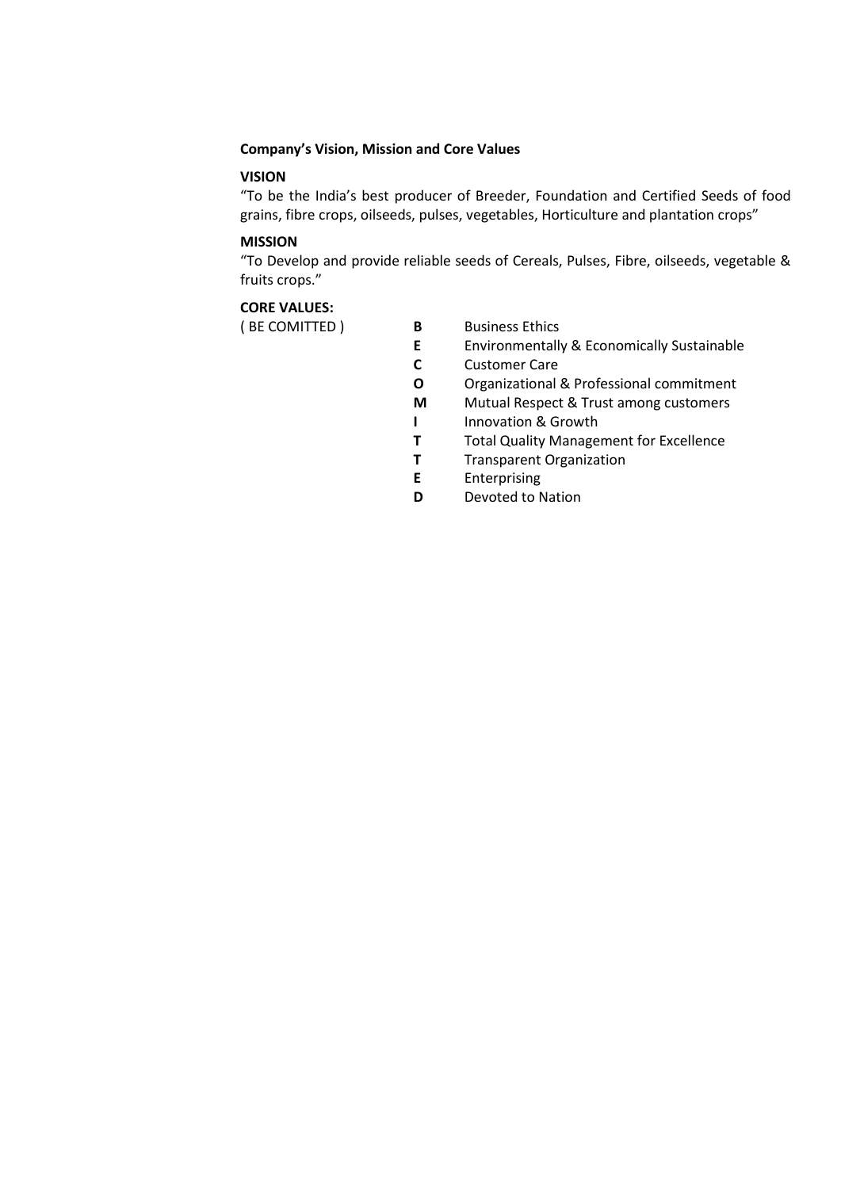**Company's Vision, Mission and Core Values**

**VISION**

"To be the India's best producer of Breeder, Foundation and Certified Seeds of food grains, fibre crops, oilseeds, pulses, vegetables, Horticulture and plantation crops"

**MISSION**

"To Develop and provide reliable seeds of Cereals, Pulses, Fibre, oilseeds, vegetable & fruits crops."

**CORE VALUES:**

( BE COMITTED )

| | |
|---|---|
| **B** | Business Ethics |
| **E** | Environmentally & Economically Sustainable |
| **C** | Customer Care |
| **O** | Organizational & Professional commitment |
| **M** | Mutual Respect & Trust among customers |
| **I** | Innovation & Growth |
| **T** | Total Quality Management for Excellence |
| **T** | Transparent Organization |
| **E** | Enterprising |
| **D** | Devoted to Nation |